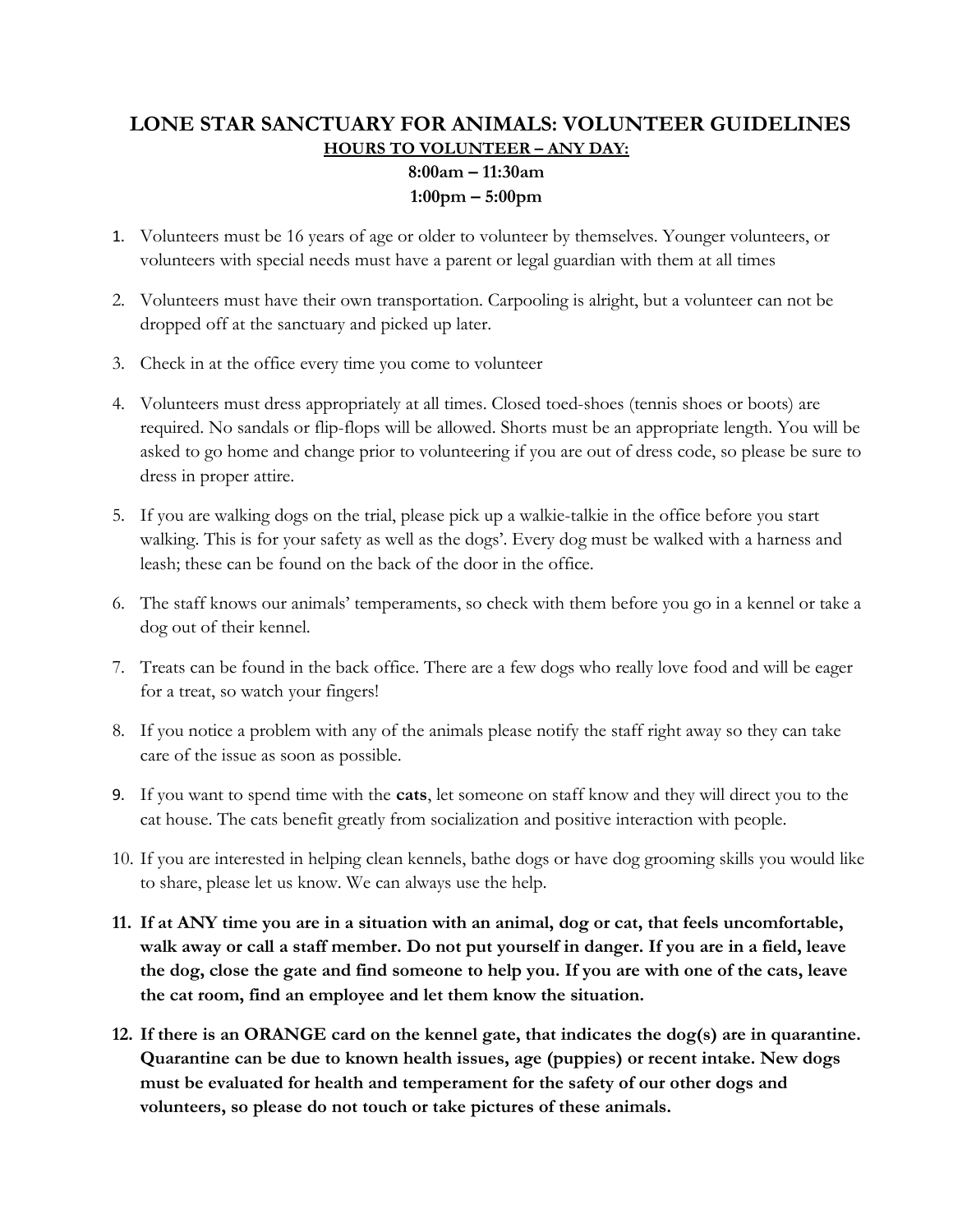# LONE STAR SANCTUARY FOR ANIMALS: VOLUNTEER GUIDELINES

**HOURS TO VOLUNTEER – ANY DAY:**

**8:00am – 11:30am**

**1:00pm – 5:00pm**

1. Volunteers must be 16 years of age or older to volunteer by themselves. Younger volunteers, or volunteers with special needs must have a parent or legal guardian with them at all times

2. Volunteers must have their own transportation. Carpooling is alright, but a volunteer can not be dropped off at the sanctuary and picked up later.

3. Check in at the office every time you come to volunteer

4. Volunteers must dress appropriately at all times. Closed toed-shoes (tennis shoes or boots) are required. No sandals or flip-flops will be allowed. Shorts must be an appropriate length. You will be asked to go home and change prior to volunteering if you are out of dress code, so please be sure to dress in proper attire.

5. If you are walking dogs on the trial, please pick up a walkie-talkie in the office before you start walking. This is for your safety as well as the dogs'. Every dog must be walked with a harness and leash; these can be found on the back of the door in the office.

6. The staff knows our animals' temperaments, so check with them before you go in a kennel or take a dog out of their kennel.

7. Treats can be found in the back office. There are a few dogs who really love food and will be eager for a treat, so watch your fingers!

8. If you notice a problem with any of the animals please notify the staff right away so they can take care of the issue as soon as possible.

9. If you want to spend time with the **cats**, let someone on staff know and they will direct you to the cat house. The cats benefit greatly from socialization and positive interaction with people.

10. If you are interested in helping clean kennels, bathe dogs or have dog grooming skills you would like to share, please let us know. We can always use the help.

11. **If at ANY time you are in a situation with an animal, dog or cat, that feels uncomfortable, walk away or call a staff member. Do not put yourself in danger. If you are in a field, leave the dog, close the gate and find someone to help you. If you are with one of the cats, leave the cat room, find an employee and let them know the situation.**

12. **If there is an ORANGE card on the kennel gate, that indicates the dog(s) are in quarantine. Quarantine can be due to known health issues, age (puppies) or recent intake. New dogs must be evaluated for health and temperament for the safety of our other dogs and volunteers, so please do not touch or take pictures of these animals.**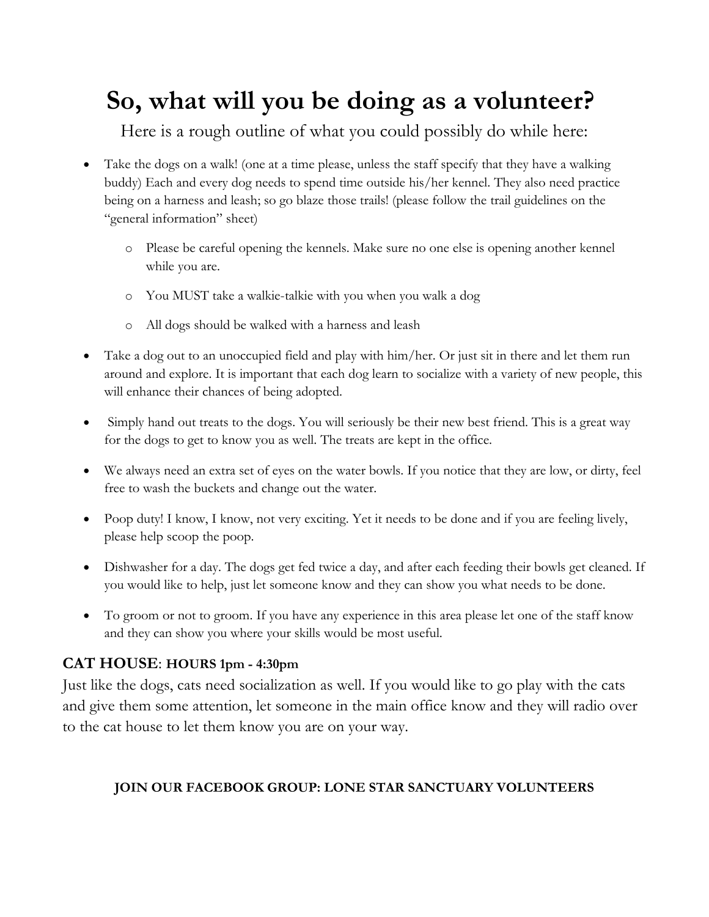# So, what will you be doing as a volunteer?

Here is a rough outline of what you could possibly do while here:

- Take the dogs on a walk! (one at a time please, unless the staff specify that they have a walking buddy) Each and every dog needs to spend time outside his/her kennel. They also need practice being on a harness and leash; so go blaze those trails! (please follow the trail guidelines on the "general information" sheet)
    - Please be careful opening the kennels. Make sure no one else is opening another kennel while you are.
    - You MUST take a walkie-talkie with you when you walk a dog
    - All dogs should be walked with a harness and leash
- Take a dog out to an unoccupied field and play with him/her. Or just sit in there and let them run around and explore. It is important that each dog learn to socialize with a variety of new people, this will enhance their chances of being adopted.
- Simply hand out treats to the dogs. You will seriously be their new best friend. This is a great way for the dogs to get to know you as well. The treats are kept in the office.
- We always need an extra set of eyes on the water bowls. If you notice that they are low, or dirty, feel free to wash the buckets and change out the water.
- Poop duty! I know, I know, not very exciting. Yet it needs to be done and if you are feeling lively, please help scoop the poop.
- Dishwasher for a day. The dogs get fed twice a day, and after each feeding their bowls get cleaned. If you would like to help, just let someone know and they can show you what needs to be done.
- To groom or not to groom. If you have any experience in this area please let one of the staff know and they can show you where your skills would be most useful.

**CAT HOUSE**: **HOURS 1pm - 4:30pm**

Just like the dogs, cats need socialization as well. If you would like to go play with the cats and give them some attention, let someone in the main office know and they will radio over to the cat house to let them know you are on your way.

**JOIN OUR FACEBOOK GROUP: LONE STAR SANCTUARY VOLUNTEERS**